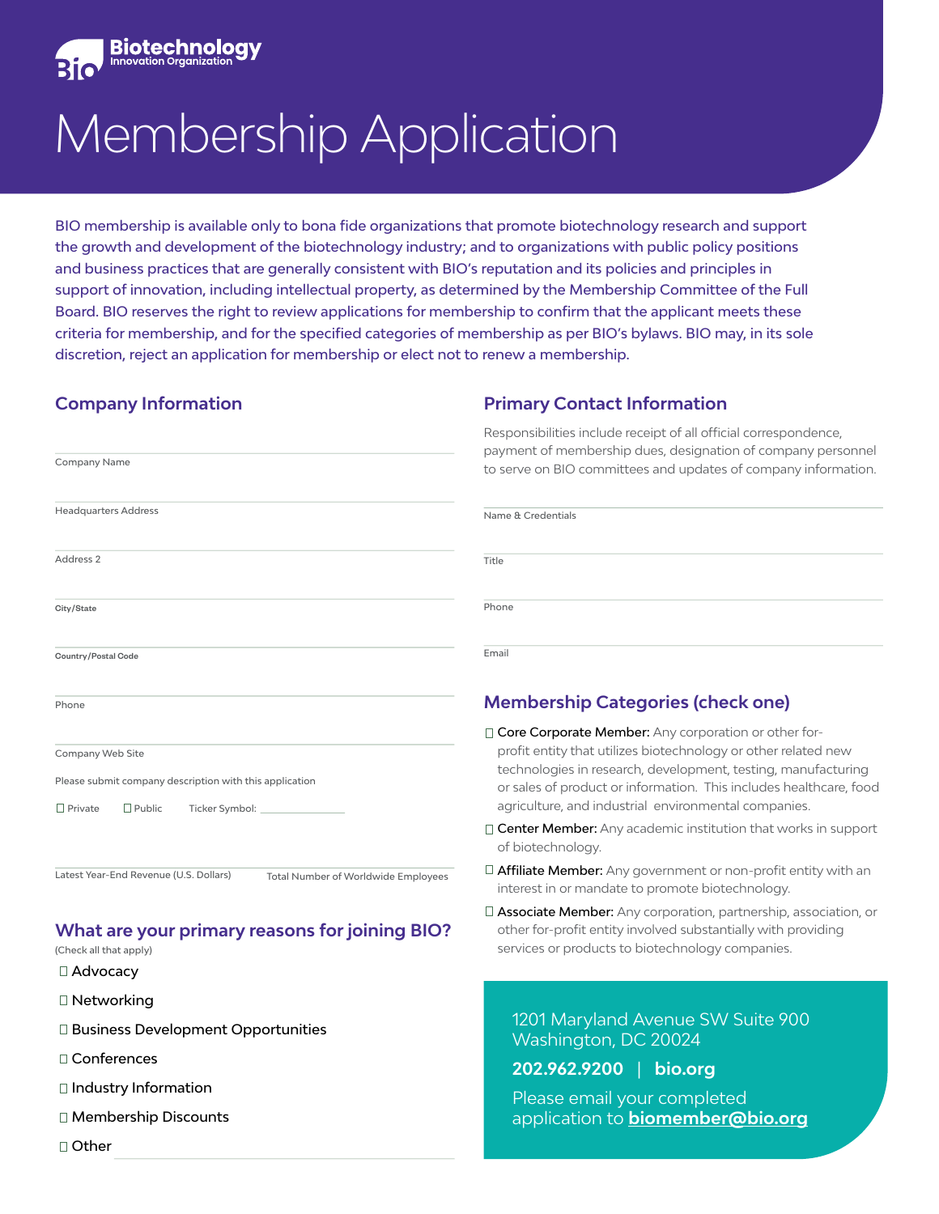Biotechnology Innovation Organization

# Membership Application

BIO membership is available only to bona fide organizations that promote biotechnology research and support the growth and development of the biotechnology industry; and to organizations with public policy positions and business practices that are generally consistent with BIO's reputation and its policies and principles in support of innovation, including intellectual property, as determined by the Membership Committee of the Full Board. BIO reserves the right to review applications for membership to confirm that the applicant meets these criteria for membership, and for the specified categories of membership as per BIO's bylaws. BIO may, in its sole discretion, reject an application for membership or elect not to renew a membership.

## Company Information

Company Name

Headquarters Address

Address 2

City/State

Country/Postal Code

Phone

Company Web Site

Please submit company description with this application

☐ Private ☐ Public Ticker Symbol: ______________

Latest Year-End Revenue (U.S. Dollars) Total Number of Worldwide Employees

## What are your primary reasons for joining BIO?

(Check all that apply)

☐ Advocacy

☐ Networking

☐ Business Development Opportunities

☐ Conferences

☐ Industry Information

☐ Membership Discounts

☐ Other ______________

## Primary Contact Information

Responsibilities include receipt of all official correspondence, payment of membership dues, designation of company personnel to serve on BIO committees and updates of company information.

Name & Credentials

Title

Phone

Email

## Membership Categories (check one)

☐ **Core Corporate Member:** Any corporation or other for-profit entity that utilizes biotechnology or other related new technologies in research, development, testing, manufacturing or sales of product or information. This includes healthcare, food agriculture, and industrial environmental companies.

☐ **Center Member:** Any academic institution that works in support of biotechnology.

☐ **Affiliate Member:** Any government or non-profit entity with an interest in or mandate to promote biotechnology.

☐ **Associate Member:** Any corporation, partnership, association, or other for-profit entity involved substantially with providing services or products to biotechnology companies.

1201 Maryland Avenue SW Suite 900
Washington, DC 20024

**202.962.9200 | bio.org**

Please email your completed application to **biomember@bio.org**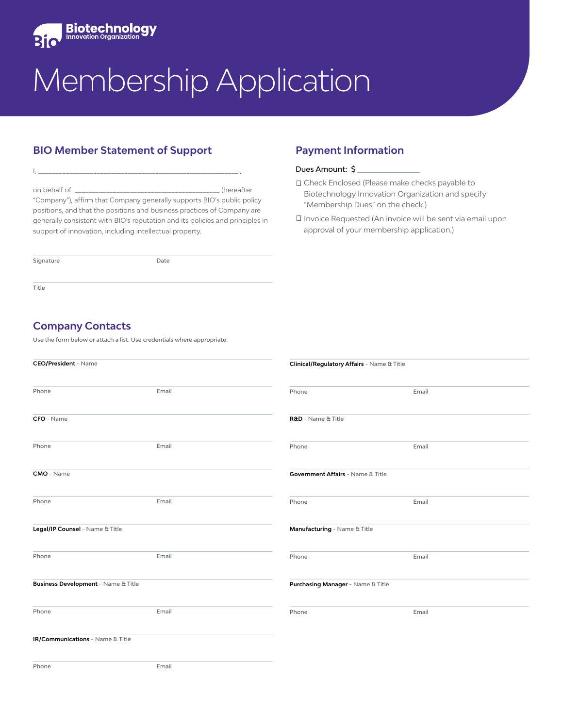Biotechnology Innovation Organization

# Membership Application

## BIO Member Statement of Support

I, ___________________________________________________________ ,

on behalf of ___________________________________________ (hereafter "Company"), affirm that Company generally supports BIO's public policy positions, and that the positions and business practices of Company are generally consistent with BIO's reputation and its policies and principles in support of innovation, including intellectual property.

Signature

Date

Title

## Payment Information

Dues Amount: $ _______________

☐ Check Enclosed (Please make checks payable to Biotechnology Innovation Organization and specify "Membership Dues" on the check.)

☐ Invoice Requested (An invoice will be sent via email upon approval of your membership application.)

## Company Contacts

Use the form below or attach a list. Use credentials where appropriate.

**CEO/President** - Name

Phone

Email

**CFO** - Name

Phone

Email

**CMO** - Name

Phone

Email

**Legal/IP Counsel** - Name & Title

Phone

Email

**Business Development** - Name & Title

Phone

Email

**IR/Communications** - Name & Title

Phone

Email

**Clinical/Regulatory Affairs** - Name & Title

Phone

Email

**R&D** - Name & Title

Phone

Email

**Government Affairs** - Name & Title

Phone

Email

**Manufacturing** - Name & Title

Phone

Email

**Purchasing Manager** - Name & Title

Phone

Email